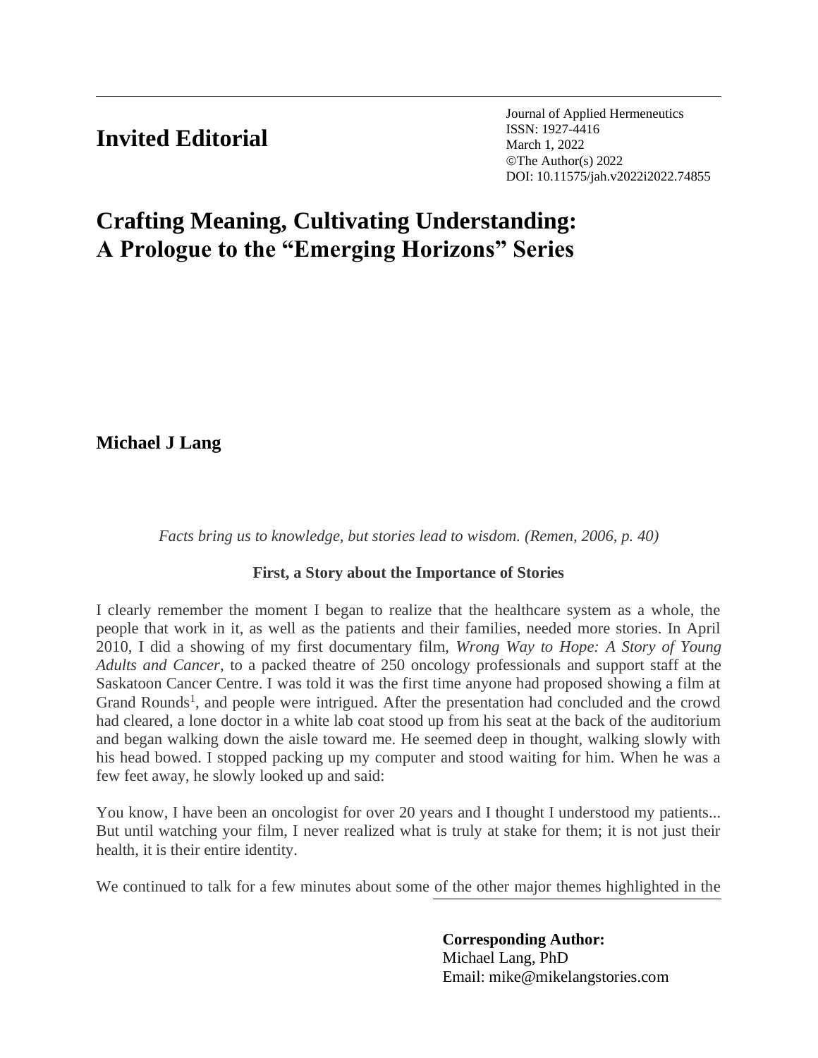**Invited Editorial**

Journal of Applied Hermeneutics
ISSN: 1927-4416
March 1, 2022
©The Author(s) 2022
DOI: 10.11575/jah.v2022i2022.74855

# Crafting Meaning, Cultivating Understanding: A Prologue to the "Emerging Horizons" Series

**Michael J Lang**

*Facts bring us to knowledge, but stories lead to wisdom. (Remen, 2006, p. 40)*

### First, a Story about the Importance of Stories

I clearly remember the moment I began to realize that the healthcare system as a whole, the people that work in it, as well as the patients and their families, needed more stories. In April 2010, I did a showing of my first documentary film, *Wrong Way to Hope: A Story of Young Adults and Cancer*, to a packed theatre of 250 oncology professionals and support staff at the Saskatoon Cancer Centre. I was told it was the first time anyone had proposed showing a film at Grand Rounds[1], and people were intrigued. After the presentation had concluded and the crowd had cleared, a lone doctor in a white lab coat stood up from his seat at the back of the auditorium and began walking down the aisle toward me. He seemed deep in thought, walking slowly with his head bowed. I stopped packing up my computer and stood waiting for him. When he was a few feet away, he slowly looked up and said:

You know, I have been an oncologist for over 20 years and I thought I understood my patients... But until watching your film, I never realized what is truly at stake for them; it is not just their health, it is their entire identity.

We continued to talk for a few minutes about some of the other major themes highlighted in the

**Corresponding Author:**
Michael Lang, PhD
Email: mike@mikelangstories.com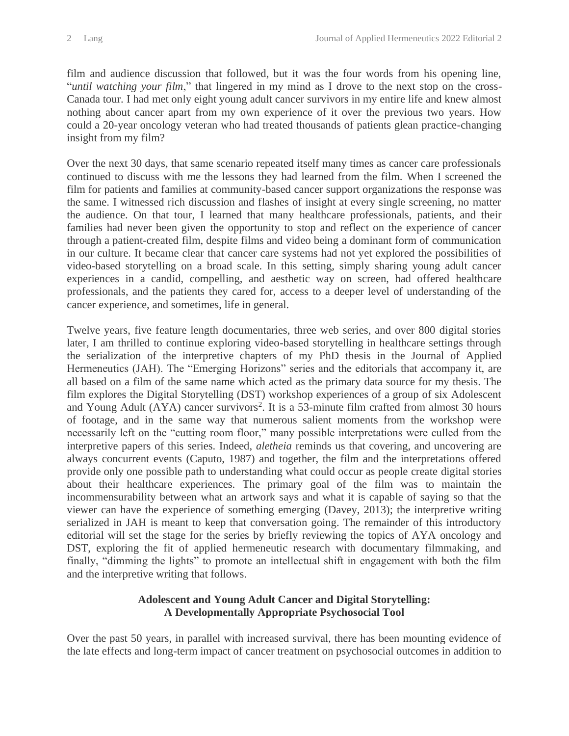film and audience discussion that followed, but it was the four words from his opening line, "*until watching your film*," that lingered in my mind as I drove to the next stop on the cross-Canada tour. I had met only eight young adult cancer survivors in my entire life and knew almost nothing about cancer apart from my own experience of it over the previous two years. How could a 20-year oncology veteran who had treated thousands of patients glean practice-changing insight from my film?

Over the next 30 days, that same scenario repeated itself many times as cancer care professionals continued to discuss with me the lessons they had learned from the film. When I screened the film for patients and families at community-based cancer support organizations the response was the same. I witnessed rich discussion and flashes of insight at every single screening, no matter the audience. On that tour, I learned that many healthcare professionals, patients, and their families had never been given the opportunity to stop and reflect on the experience of cancer through a patient-created film, despite films and video being a dominant form of communication in our culture. It became clear that cancer care systems had not yet explored the possibilities of video-based storytelling on a broad scale. In this setting, simply sharing young adult cancer experiences in a candid, compelling, and aesthetic way on screen, had offered healthcare professionals, and the patients they cared for, access to a deeper level of understanding of the cancer experience, and sometimes, life in general.

Twelve years, five feature length documentaries, three web series, and over 800 digital stories later, I am thrilled to continue exploring video-based storytelling in healthcare settings through the serialization of the interpretive chapters of my PhD thesis in the Journal of Applied Hermeneutics (JAH). The "Emerging Horizons" series and the editorials that accompany it, are all based on a film of the same name which acted as the primary data source for my thesis. The film explores the Digital Storytelling (DST) workshop experiences of a group of six Adolescent and Young Adult (AYA) cancer survivors[2]. It is a 53-minute film crafted from almost 30 hours of footage, and in the same way that numerous salient moments from the workshop were necessarily left on the "cutting room floor," many possible interpretations were culled from the interpretive papers of this series. Indeed, *aletheia* reminds us that covering, and uncovering are always concurrent events (Caputo, 1987) and together, the film and the interpretations offered provide only one possible path to understanding what could occur as people create digital stories about their healthcare experiences. The primary goal of the film was to maintain the incommensurability between what an artwork says and what it is capable of saying so that the viewer can have the experience of something emerging (Davey, 2013); the interpretive writing serialized in JAH is meant to keep that conversation going. The remainder of this introductory editorial will set the stage for the series by briefly reviewing the topics of AYA oncology and DST, exploring the fit of applied hermeneutic research with documentary filmmaking, and finally, "dimming the lights" to promote an intellectual shift in engagement with both the film and the interpretive writing that follows.

## Adolescent and Young Adult Cancer and Digital Storytelling: A Developmentally Appropriate Psychosocial Tool

Over the past 50 years, in parallel with increased survival, there has been mounting evidence of the late effects and long-term impact of cancer treatment on psychosocial outcomes in addition to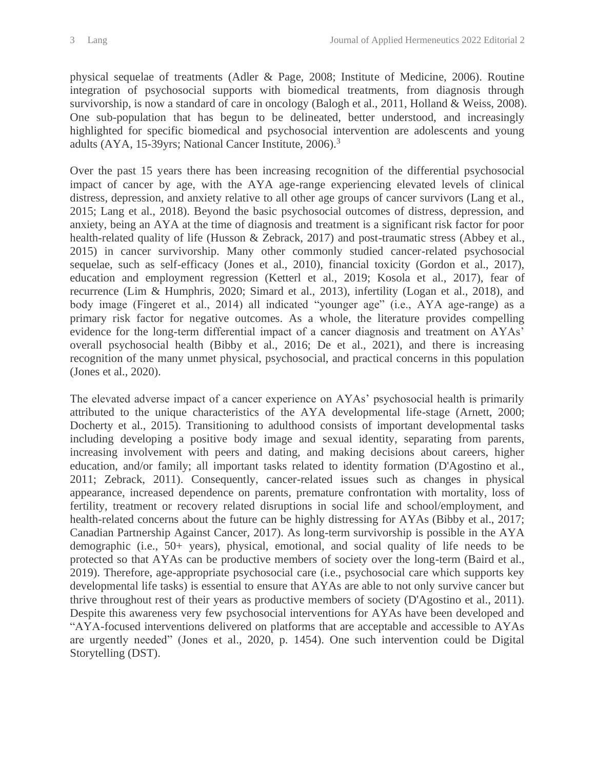physical sequelae of treatments (Adler & Page, 2008; Institute of Medicine, 2006). Routine integration of psychosocial supports with biomedical treatments, from diagnosis through survivorship, is now a standard of care in oncology (Balogh et al., 2011, Holland & Weiss, 2008). One sub-population that has begun to be delineated, better understood, and increasingly highlighted for specific biomedical and psychosocial intervention are adolescents and young adults (AYA, 15-39yrs; National Cancer Institute, 2006).[3]

Over the past 15 years there has been increasing recognition of the differential psychosocial impact of cancer by age, with the AYA age-range experiencing elevated levels of clinical distress, depression, and anxiety relative to all other age groups of cancer survivors (Lang et al., 2015; Lang et al., 2018). Beyond the basic psychosocial outcomes of distress, depression, and anxiety, being an AYA at the time of diagnosis and treatment is a significant risk factor for poor health-related quality of life (Husson & Zebrack, 2017) and post-traumatic stress (Abbey et al., 2015) in cancer survivorship. Many other commonly studied cancer-related psychosocial sequelae, such as self-efficacy (Jones et al., 2010), financial toxicity (Gordon et al., 2017), education and employment regression (Ketterl et al., 2019; Kosola et al., 2017), fear of recurrence (Lim & Humphris, 2020; Simard et al., 2013), infertility (Logan et al., 2018), and body image (Fingeret et al., 2014) all indicated "younger age" (i.e., AYA age-range) as a primary risk factor for negative outcomes. As a whole, the literature provides compelling evidence for the long-term differential impact of a cancer diagnosis and treatment on AYAs' overall psychosocial health (Bibby et al., 2016; De et al., 2021), and there is increasing recognition of the many unmet physical, psychosocial, and practical concerns in this population (Jones et al., 2020).

The elevated adverse impact of a cancer experience on AYAs' psychosocial health is primarily attributed to the unique characteristics of the AYA developmental life-stage (Arnett, 2000; Docherty et al., 2015). Transitioning to adulthood consists of important developmental tasks including developing a positive body image and sexual identity, separating from parents, increasing involvement with peers and dating, and making decisions about careers, higher education, and/or family; all important tasks related to identity formation (D'Agostino et al., 2011; Zebrack, 2011). Consequently, cancer-related issues such as changes in physical appearance, increased dependence on parents, premature confrontation with mortality, loss of fertility, treatment or recovery related disruptions in social life and school/employment, and health-related concerns about the future can be highly distressing for AYAs (Bibby et al., 2017; Canadian Partnership Against Cancer, 2017). As long-term survivorship is possible in the AYA demographic (i.e., 50+ years), physical, emotional, and social quality of life needs to be protected so that AYAs can be productive members of society over the long-term (Baird et al., 2019). Therefore, age-appropriate psychosocial care (i.e., psychosocial care which supports key developmental life tasks) is essential to ensure that AYAs are able to not only survive cancer but thrive throughout rest of their years as productive members of society (D'Agostino et al., 2011). Despite this awareness very few psychosocial interventions for AYAs have been developed and "AYA-focused interventions delivered on platforms that are acceptable and accessible to AYAs are urgently needed" (Jones et al., 2020, p. 1454). One such intervention could be Digital Storytelling (DST).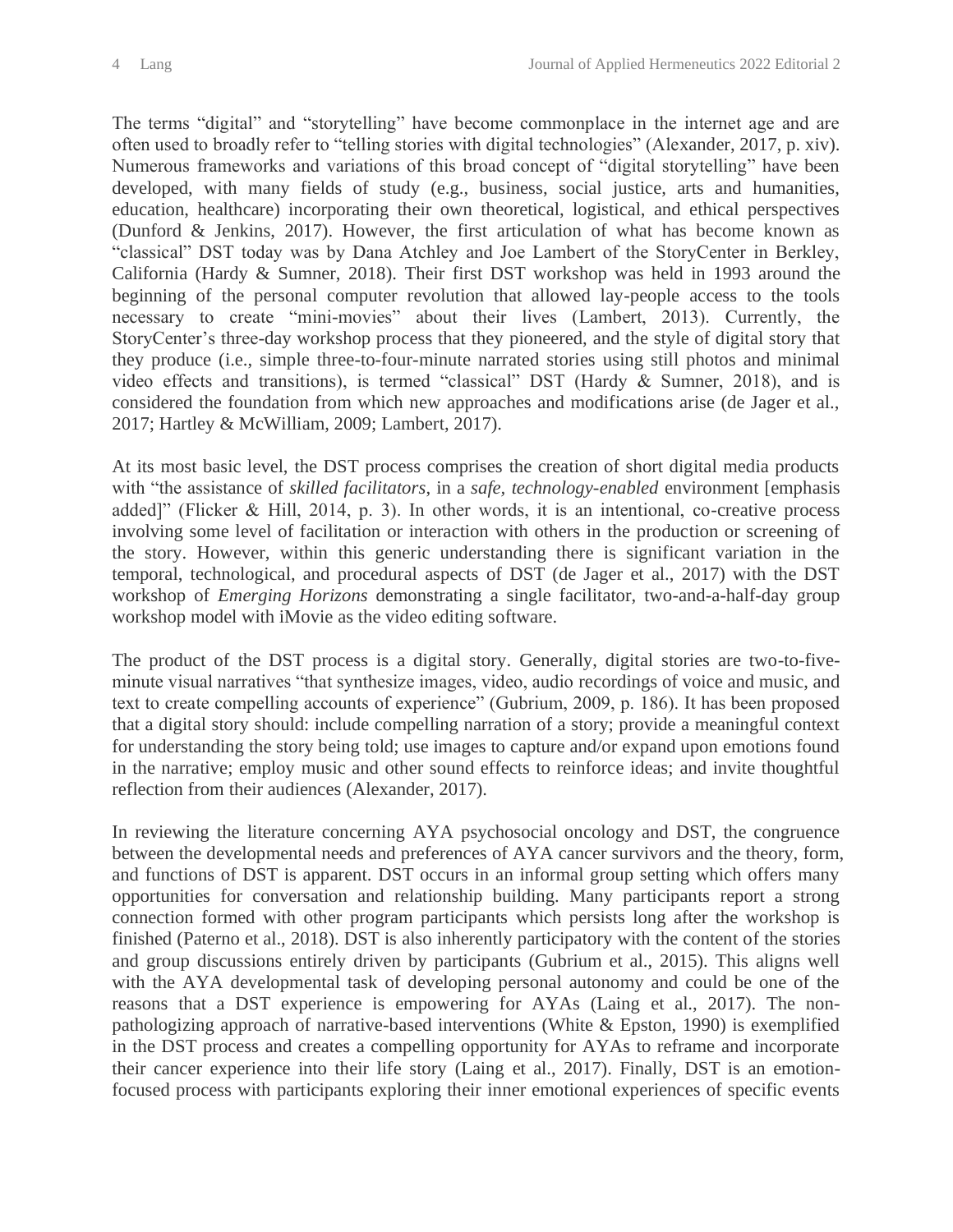The terms "digital" and "storytelling" have become commonplace in the internet age and are often used to broadly refer to "telling stories with digital technologies" (Alexander, 2017, p. xiv). Numerous frameworks and variations of this broad concept of "digital storytelling" have been developed, with many fields of study (e.g., business, social justice, arts and humanities, education, healthcare) incorporating their own theoretical, logistical, and ethical perspectives (Dunford & Jenkins, 2017). However, the first articulation of what has become known as "classical" DST today was by Dana Atchley and Joe Lambert of the StoryCenter in Berkley, California (Hardy & Sumner, 2018). Their first DST workshop was held in 1993 around the beginning of the personal computer revolution that allowed lay-people access to the tools necessary to create "mini-movies" about their lives (Lambert, 2013). Currently, the StoryCenter's three-day workshop process that they pioneered, and the style of digital story that they produce (i.e., simple three-to-four-minute narrated stories using still photos and minimal video effects and transitions), is termed "classical" DST (Hardy & Sumner, 2018), and is considered the foundation from which new approaches and modifications arise (de Jager et al., 2017; Hartley & McWilliam, 2009; Lambert, 2017).

At its most basic level, the DST process comprises the creation of short digital media products with "the assistance of *skilled facilitators*, in a *safe, technology-enabled* environment [emphasis added]" (Flicker & Hill, 2014, p. 3). In other words, it is an intentional, co-creative process involving some level of facilitation or interaction with others in the production or screening of the story. However, within this generic understanding there is significant variation in the temporal, technological, and procedural aspects of DST (de Jager et al., 2017) with the DST workshop of *Emerging Horizons* demonstrating a single facilitator, two-and-a-half-day group workshop model with iMovie as the video editing software.

The product of the DST process is a digital story. Generally, digital stories are two-to-five-minute visual narratives "that synthesize images, video, audio recordings of voice and music, and text to create compelling accounts of experience" (Gubrium, 2009, p. 186). It has been proposed that a digital story should: include compelling narration of a story; provide a meaningful context for understanding the story being told; use images to capture and/or expand upon emotions found in the narrative; employ music and other sound effects to reinforce ideas; and invite thoughtful reflection from their audiences (Alexander, 2017).

In reviewing the literature concerning AYA psychosocial oncology and DST, the congruence between the developmental needs and preferences of AYA cancer survivors and the theory, form, and functions of DST is apparent. DST occurs in an informal group setting which offers many opportunities for conversation and relationship building. Many participants report a strong connection formed with other program participants which persists long after the workshop is finished (Paterno et al., 2018). DST is also inherently participatory with the content of the stories and group discussions entirely driven by participants (Gubrium et al., 2015). This aligns well with the AYA developmental task of developing personal autonomy and could be one of the reasons that a DST experience is empowering for AYAs (Laing et al., 2017). The non-pathologizing approach of narrative-based interventions (White & Epston, 1990) is exemplified in the DST process and creates a compelling opportunity for AYAs to reframe and incorporate their cancer experience into their life story (Laing et al., 2017). Finally, DST is an emotion-focused process with participants exploring their inner emotional experiences of specific events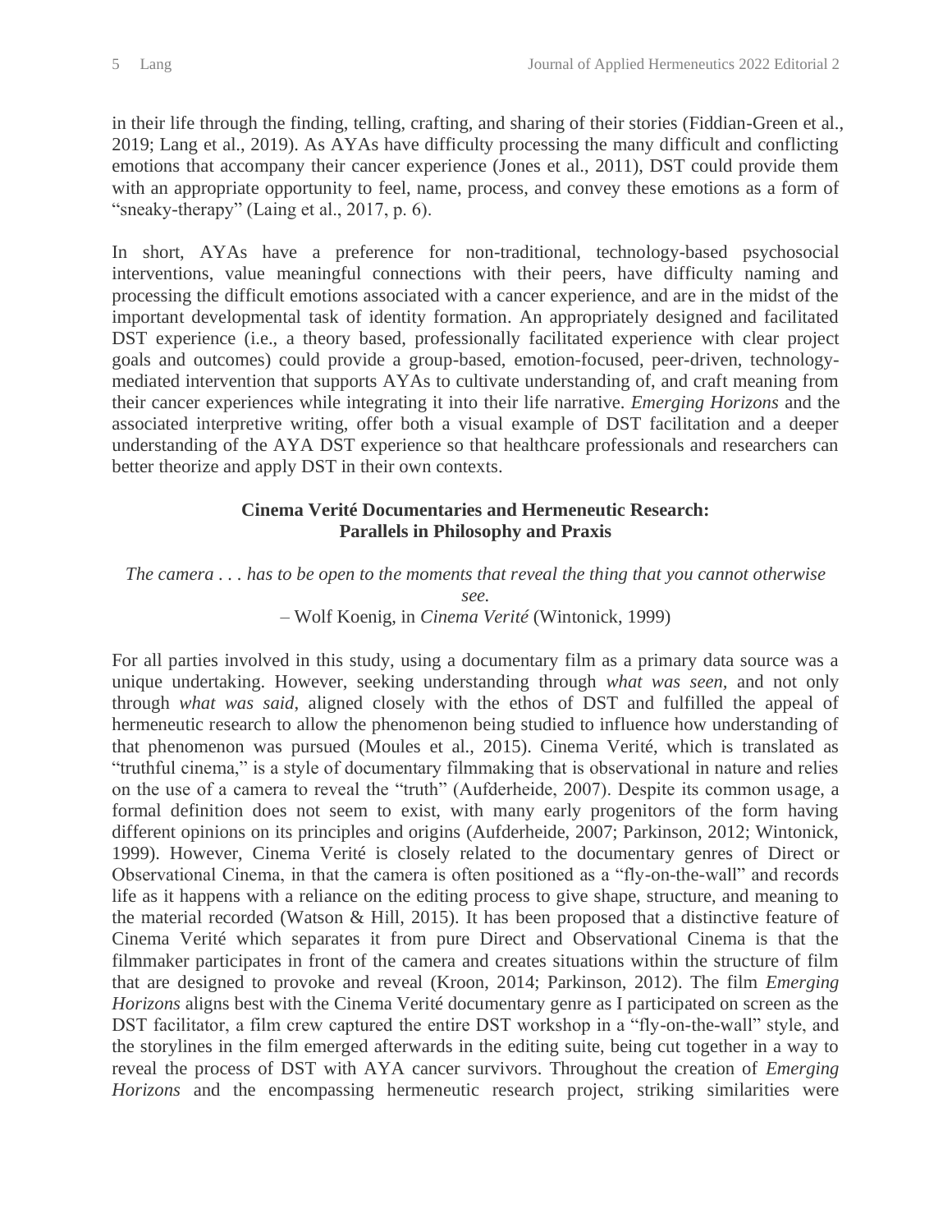in their life through the finding, telling, crafting, and sharing of their stories (Fiddian-Green et al., 2019; Lang et al., 2019). As AYAs have difficulty processing the many difficult and conflicting emotions that accompany their cancer experience (Jones et al., 2011), DST could provide them with an appropriate opportunity to feel, name, process, and convey these emotions as a form of "sneaky-therapy" (Laing et al., 2017, p. 6).

In short, AYAs have a preference for non-traditional, technology-based psychosocial interventions, value meaningful connections with their peers, have difficulty naming and processing the difficult emotions associated with a cancer experience, and are in the midst of the important developmental task of identity formation. An appropriately designed and facilitated DST experience (i.e., a theory based, professionally facilitated experience with clear project goals and outcomes) could provide a group-based, emotion-focused, peer-driven, technology-mediated intervention that supports AYAs to cultivate understanding of, and craft meaning from their cancer experiences while integrating it into their life narrative. *Emerging Horizons* and the associated interpretive writing, offer both a visual example of DST facilitation and a deeper understanding of the AYA DST experience so that healthcare professionals and researchers can better theorize and apply DST in their own contexts.

## Cinema Verité Documentaries and Hermeneutic Research: Parallels in Philosophy and Praxis

*The camera . . . has to be open to the moments that reveal the thing that you cannot otherwise see.*
– Wolf Koenig, in *Cinema Verité* (Wintonick, 1999)

For all parties involved in this study, using a documentary film as a primary data source was a unique undertaking. However, seeking understanding through *what was seen*, and not only through *what was said*, aligned closely with the ethos of DST and fulfilled the appeal of hermeneutic research to allow the phenomenon being studied to influence how understanding of that phenomenon was pursued (Moules et al., 2015). Cinema Verité, which is translated as "truthful cinema," is a style of documentary filmmaking that is observational in nature and relies on the use of a camera to reveal the "truth" (Aufderheide, 2007). Despite its common usage, a formal definition does not seem to exist, with many early progenitors of the form having different opinions on its principles and origins (Aufderheide, 2007; Parkinson, 2012; Wintonick, 1999). However, Cinema Verité is closely related to the documentary genres of Direct or Observational Cinema, in that the camera is often positioned as a "fly-on-the-wall" and records life as it happens with a reliance on the editing process to give shape, structure, and meaning to the material recorded (Watson & Hill, 2015). It has been proposed that a distinctive feature of Cinema Verité which separates it from pure Direct and Observational Cinema is that the filmmaker participates in front of the camera and creates situations within the structure of film that are designed to provoke and reveal (Kroon, 2014; Parkinson, 2012). The film *Emerging Horizons* aligns best with the Cinema Verité documentary genre as I participated on screen as the DST facilitator, a film crew captured the entire DST workshop in a "fly-on-the-wall" style, and the storylines in the film emerged afterwards in the editing suite, being cut together in a way to reveal the process of DST with AYA cancer survivors. Throughout the creation of *Emerging Horizons* and the encompassing hermeneutic research project, striking similarities were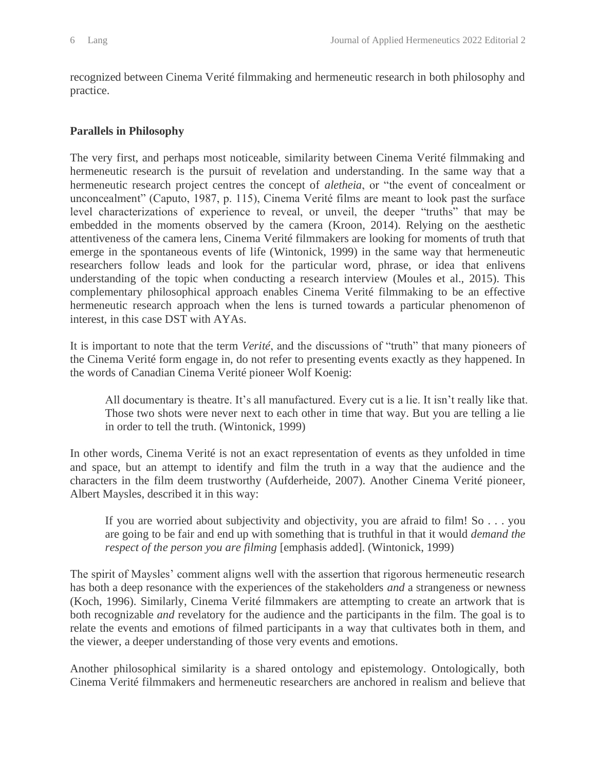recognized between Cinema Verité filmmaking and hermeneutic research in both philosophy and practice.

**Parallels in Philosophy**

The very first, and perhaps most noticeable, similarity between Cinema Verité filmmaking and hermeneutic research is the pursuit of revelation and understanding. In the same way that a hermeneutic research project centres the concept of *aletheia*, or "the event of concealment or unconcealment" (Caputo, 1987, p. 115), Cinema Verité films are meant to look past the surface level characterizations of experience to reveal, or unveil, the deeper "truths" that may be embedded in the moments observed by the camera (Kroon, 2014). Relying on the aesthetic attentiveness of the camera lens, Cinema Verité filmmakers are looking for moments of truth that emerge in the spontaneous events of life (Wintonick, 1999) in the same way that hermeneutic researchers follow leads and look for the particular word, phrase, or idea that enlivens understanding of the topic when conducting a research interview (Moules et al., 2015). This complementary philosophical approach enables Cinema Verité filmmaking to be an effective hermeneutic research approach when the lens is turned towards a particular phenomenon of interest, in this case DST with AYAs.

It is important to note that the term *Verité*, and the discussions of "truth" that many pioneers of the Cinema Verité form engage in, do not refer to presenting events exactly as they happened. In the words of Canadian Cinema Verité pioneer Wolf Koenig:

> All documentary is theatre. It's all manufactured. Every cut is a lie. It isn't really like that. Those two shots were never next to each other in time that way. But you are telling a lie in order to tell the truth. (Wintonick, 1999)

In other words, Cinema Verité is not an exact representation of events as they unfolded in time and space, but an attempt to identify and film the truth in a way that the audience and the characters in the film deem trustworthy (Aufderheide, 2007). Another Cinema Verité pioneer, Albert Maysles, described it in this way:

> If you are worried about subjectivity and objectivity, you are afraid to film! So . . . you are going to be fair and end up with something that is truthful in that it would *demand the respect of the person you are filming* [emphasis added]. (Wintonick, 1999)

The spirit of Maysles' comment aligns well with the assertion that rigorous hermeneutic research has both a deep resonance with the experiences of the stakeholders *and* a strangeness or newness (Koch, 1996). Similarly, Cinema Verité filmmakers are attempting to create an artwork that is both recognizable *and* revelatory for the audience and the participants in the film. The goal is to relate the events and emotions of filmed participants in a way that cultivates both in them, and the viewer, a deeper understanding of those very events and emotions.

Another philosophical similarity is a shared ontology and epistemology. Ontologically, both Cinema Verité filmmakers and hermeneutic researchers are anchored in realism and believe that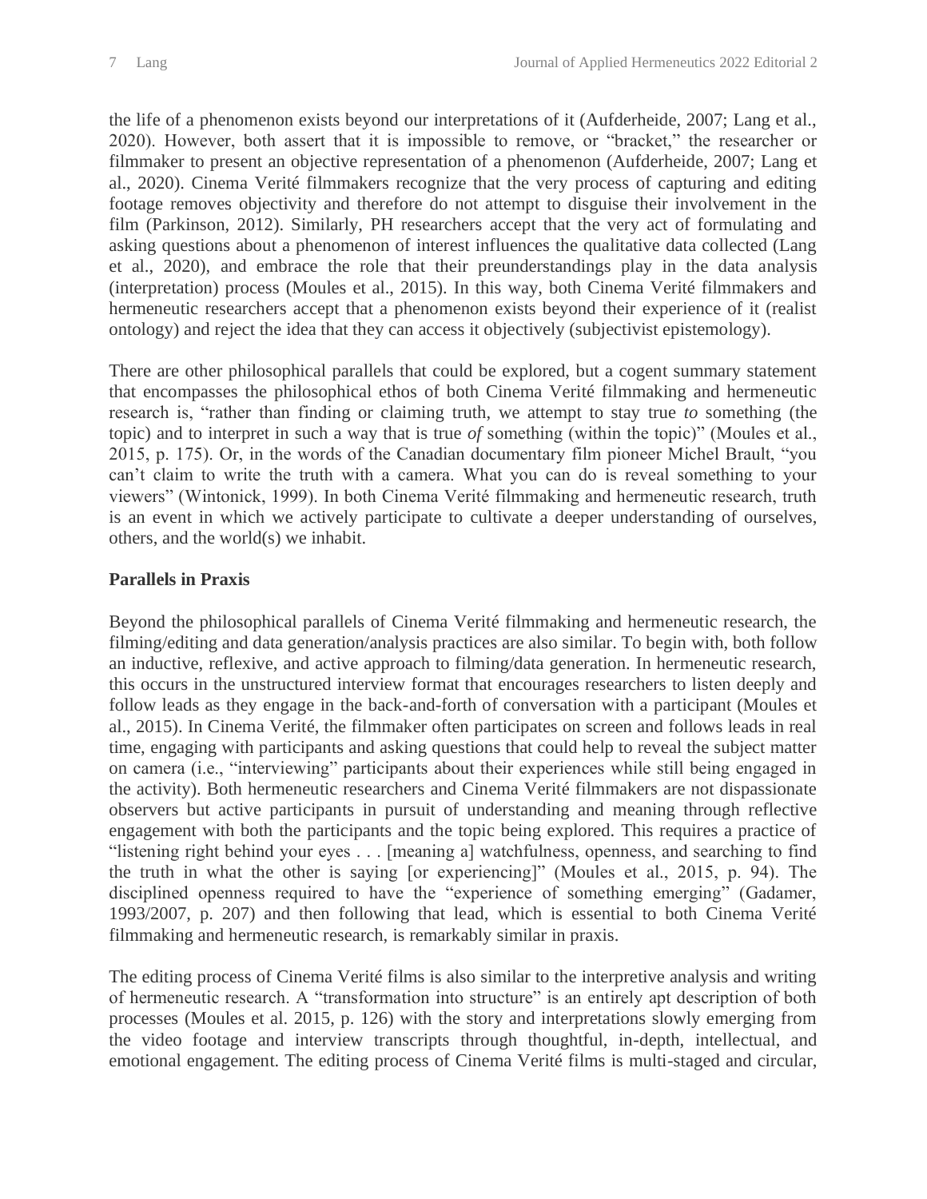the life of a phenomenon exists beyond our interpretations of it (Aufderheide, 2007; Lang et al., 2020). However, both assert that it is impossible to remove, or "bracket," the researcher or filmmaker to present an objective representation of a phenomenon (Aufderheide, 2007; Lang et al., 2020). Cinema Verité filmmakers recognize that the very process of capturing and editing footage removes objectivity and therefore do not attempt to disguise their involvement in the film (Parkinson, 2012). Similarly, PH researchers accept that the very act of formulating and asking questions about a phenomenon of interest influences the qualitative data collected (Lang et al., 2020), and embrace the role that their preunderstandings play in the data analysis (interpretation) process (Moules et al., 2015). In this way, both Cinema Verité filmmakers and hermeneutic researchers accept that a phenomenon exists beyond their experience of it (realist ontology) and reject the idea that they can access it objectively (subjectivist epistemology).

There are other philosophical parallels that could be explored, but a cogent summary statement that encompasses the philosophical ethos of both Cinema Verité filmmaking and hermeneutic research is, "rather than finding or claiming truth, we attempt to stay true *to* something (the topic) and to interpret in such a way that is true *of* something (within the topic)" (Moules et al., 2015, p. 175). Or, in the words of the Canadian documentary film pioneer Michel Brault, "you can't claim to write the truth with a camera. What you can do is reveal something to your viewers" (Wintonick, 1999). In both Cinema Verité filmmaking and hermeneutic research, truth is an event in which we actively participate to cultivate a deeper understanding of ourselves, others, and the world(s) we inhabit.

**Parallels in Praxis**

Beyond the philosophical parallels of Cinema Verité filmmaking and hermeneutic research, the filming/editing and data generation/analysis practices are also similar. To begin with, both follow an inductive, reflexive, and active approach to filming/data generation. In hermeneutic research, this occurs in the unstructured interview format that encourages researchers to listen deeply and follow leads as they engage in the back-and-forth of conversation with a participant (Moules et al., 2015). In Cinema Verité, the filmmaker often participates on screen and follows leads in real time, engaging with participants and asking questions that could help to reveal the subject matter on camera (i.e., "interviewing" participants about their experiences while still being engaged in the activity). Both hermeneutic researchers and Cinema Verité filmmakers are not dispassionate observers but active participants in pursuit of understanding and meaning through reflective engagement with both the participants and the topic being explored. This requires a practice of "listening right behind your eyes . . . [meaning a] watchfulness, openness, and searching to find the truth in what the other is saying [or experiencing]" (Moules et al., 2015, p. 94). The disciplined openness required to have the "experience of something emerging" (Gadamer, 1993/2007, p. 207) and then following that lead, which is essential to both Cinema Verité filmmaking and hermeneutic research, is remarkably similar in praxis.

The editing process of Cinema Verité films is also similar to the interpretive analysis and writing of hermeneutic research. A "transformation into structure" is an entirely apt description of both processes (Moules et al. 2015, p. 126) with the story and interpretations slowly emerging from the video footage and interview transcripts through thoughtful, in-depth, intellectual, and emotional engagement. The editing process of Cinema Verité films is multi-staged and circular,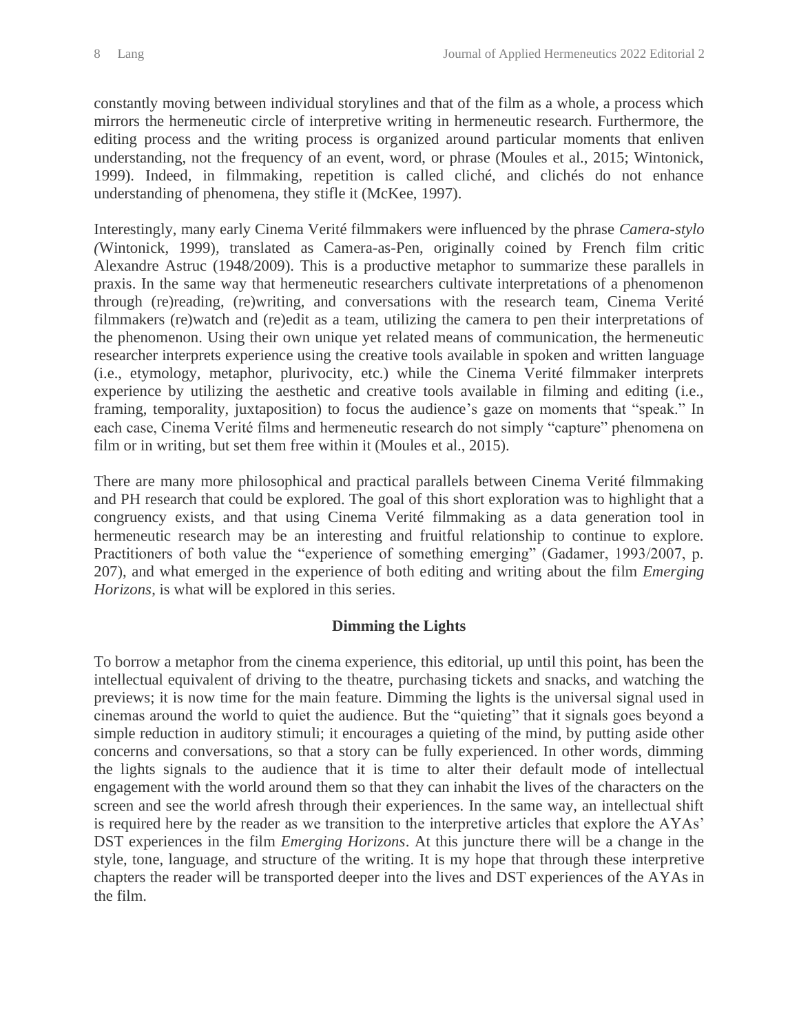constantly moving between individual storylines and that of the film as a whole, a process which mirrors the hermeneutic circle of interpretive writing in hermeneutic research. Furthermore, the editing process and the writing process is organized around particular moments that enliven understanding, not the frequency of an event, word, or phrase (Moules et al., 2015; Wintonick, 1999). Indeed, in filmmaking, repetition is called cliché, and clichés do not enhance understanding of phenomena, they stifle it (McKee, 1997).

Interestingly, many early Cinema Verité filmmakers were influenced by the phrase *Camera-stylo (*Wintonick, 1999), translated as Camera-as-Pen, originally coined by French film critic Alexandre Astruc (1948/2009). This is a productive metaphor to summarize these parallels in praxis. In the same way that hermeneutic researchers cultivate interpretations of a phenomenon through (re)reading, (re)writing, and conversations with the research team, Cinema Verité filmmakers (re)watch and (re)edit as a team, utilizing the camera to pen their interpretations of the phenomenon. Using their own unique yet related means of communication, the hermeneutic researcher interprets experience using the creative tools available in spoken and written language (i.e., etymology, metaphor, plurivocity, etc.) while the Cinema Verité filmmaker interprets experience by utilizing the aesthetic and creative tools available in filming and editing (i.e., framing, temporality, juxtaposition) to focus the audience's gaze on moments that "speak." In each case, Cinema Verité films and hermeneutic research do not simply "capture" phenomena on film or in writing, but set them free within it (Moules et al., 2015).

There are many more philosophical and practical parallels between Cinema Verité filmmaking and PH research that could be explored. The goal of this short exploration was to highlight that a congruency exists, and that using Cinema Verité filmmaking as a data generation tool in hermeneutic research may be an interesting and fruitful relationship to continue to explore. Practitioners of both value the "experience of something emerging" (Gadamer, 1993/2007, p. 207), and what emerged in the experience of both editing and writing about the film *Emerging Horizons*, is what will be explored in this series.

## Dimming the Lights

To borrow a metaphor from the cinema experience, this editorial, up until this point, has been the intellectual equivalent of driving to the theatre, purchasing tickets and snacks, and watching the previews; it is now time for the main feature. Dimming the lights is the universal signal used in cinemas around the world to quiet the audience. But the "quieting" that it signals goes beyond a simple reduction in auditory stimuli; it encourages a quieting of the mind, by putting aside other concerns and conversations, so that a story can be fully experienced. In other words, dimming the lights signals to the audience that it is time to alter their default mode of intellectual engagement with the world around them so that they can inhabit the lives of the characters on the screen and see the world afresh through their experiences. In the same way, an intellectual shift is required here by the reader as we transition to the interpretive articles that explore the AYAs' DST experiences in the film *Emerging Horizons*. At this juncture there will be a change in the style, tone, language, and structure of the writing. It is my hope that through these interpretive chapters the reader will be transported deeper into the lives and DST experiences of the AYAs in the film.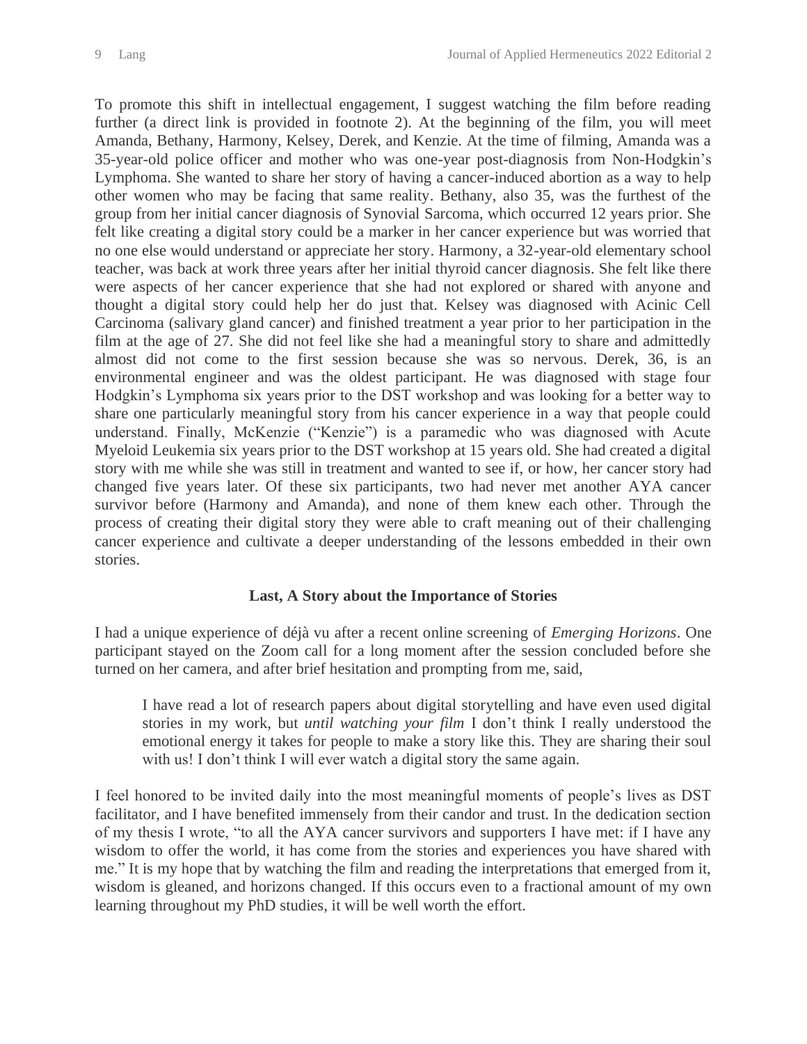To promote this shift in intellectual engagement, I suggest watching the film before reading further (a direct link is provided in footnote 2). At the beginning of the film, you will meet Amanda, Bethany, Harmony, Kelsey, Derek, and Kenzie. At the time of filming, Amanda was a 35-year-old police officer and mother who was one-year post-diagnosis from Non-Hodgkin's Lymphoma. She wanted to share her story of having a cancer-induced abortion as a way to help other women who may be facing that same reality. Bethany, also 35, was the furthest of the group from her initial cancer diagnosis of Synovial Sarcoma, which occurred 12 years prior. She felt like creating a digital story could be a marker in her cancer experience but was worried that no one else would understand or appreciate her story. Harmony, a 32-year-old elementary school teacher, was back at work three years after her initial thyroid cancer diagnosis. She felt like there were aspects of her cancer experience that she had not explored or shared with anyone and thought a digital story could help her do just that. Kelsey was diagnosed with Acinic Cell Carcinoma (salivary gland cancer) and finished treatment a year prior to her participation in the film at the age of 27. She did not feel like she had a meaningful story to share and admittedly almost did not come to the first session because she was so nervous. Derek, 36, is an environmental engineer and was the oldest participant. He was diagnosed with stage four Hodgkin's Lymphoma six years prior to the DST workshop and was looking for a better way to share one particularly meaningful story from his cancer experience in a way that people could understand. Finally, McKenzie ("Kenzie") is a paramedic who was diagnosed with Acute Myeloid Leukemia six years prior to the DST workshop at 15 years old. She had created a digital story with me while she was still in treatment and wanted to see if, or how, her cancer story had changed five years later. Of these six participants, two had never met another AYA cancer survivor before (Harmony and Amanda), and none of them knew each other. Through the process of creating their digital story they were able to craft meaning out of their challenging cancer experience and cultivate a deeper understanding of the lessons embedded in their own stories.

## Last, A Story about the Importance of Stories

I had a unique experience of déjà vu after a recent online screening of *Emerging Horizons*. One participant stayed on the Zoom call for a long moment after the session concluded before she turned on her camera, and after brief hesitation and prompting from me, said,

> I have read a lot of research papers about digital storytelling and have even used digital stories in my work, but *until watching your film* I don't think I really understood the emotional energy it takes for people to make a story like this. They are sharing their soul with us! I don't think I will ever watch a digital story the same again.

I feel honored to be invited daily into the most meaningful moments of people's lives as DST facilitator, and I have benefited immensely from their candor and trust. In the dedication section of my thesis I wrote, "to all the AYA cancer survivors and supporters I have met: if I have any wisdom to offer the world, it has come from the stories and experiences you have shared with me." It is my hope that by watching the film and reading the interpretations that emerged from it, wisdom is gleaned, and horizons changed. If this occurs even to a fractional amount of my own learning throughout my PhD studies, it will be well worth the effort.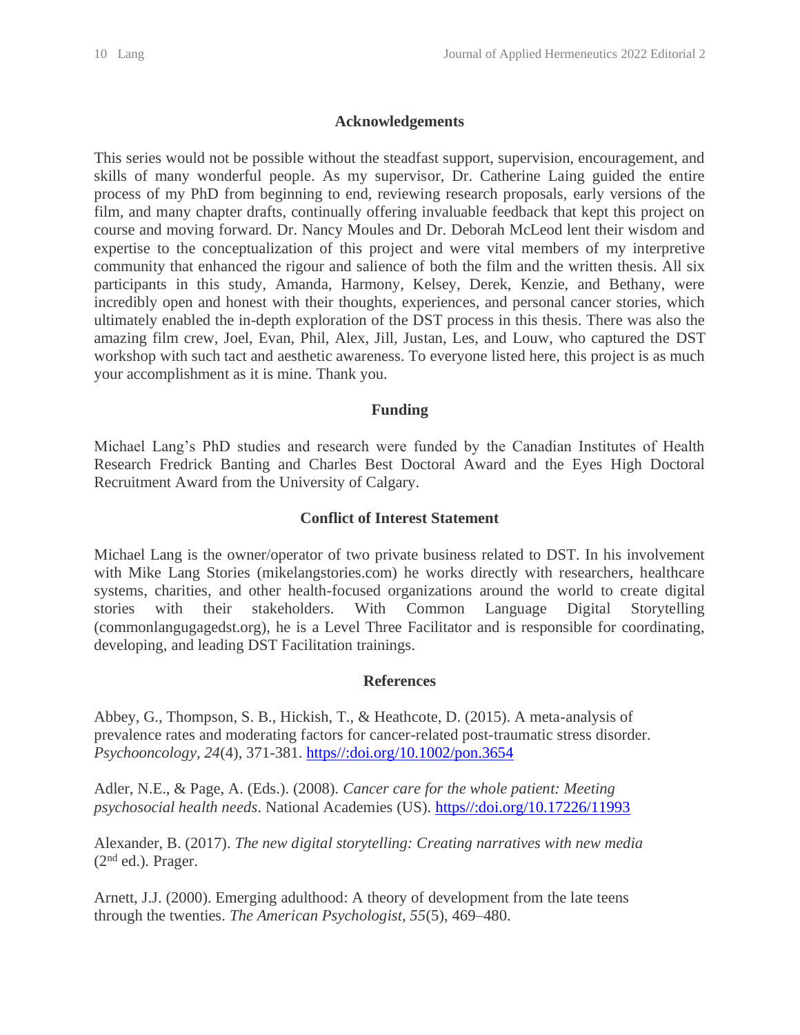## Acknowledgements

This series would not be possible without the steadfast support, supervision, encouragement, and skills of many wonderful people. As my supervisor, Dr. Catherine Laing guided the entire process of my PhD from beginning to end, reviewing research proposals, early versions of the film, and many chapter drafts, continually offering invaluable feedback that kept this project on course and moving forward. Dr. Nancy Moules and Dr. Deborah McLeod lent their wisdom and expertise to the conceptualization of this project and were vital members of my interpretive community that enhanced the rigour and salience of both the film and the written thesis. All six participants in this study, Amanda, Harmony, Kelsey, Derek, Kenzie, and Bethany, were incredibly open and honest with their thoughts, experiences, and personal cancer stories, which ultimately enabled the in-depth exploration of the DST process in this thesis. There was also the amazing film crew, Joel, Evan, Phil, Alex, Jill, Justan, Les, and Louw, who captured the DST workshop with such tact and aesthetic awareness. To everyone listed here, this project is as much your accomplishment as it is mine. Thank you.

## Funding

Michael Lang's PhD studies and research were funded by the Canadian Institutes of Health Research Fredrick Banting and Charles Best Doctoral Award and the Eyes High Doctoral Recruitment Award from the University of Calgary.

## Conflict of Interest Statement

Michael Lang is the owner/operator of two private business related to DST. In his involvement with Mike Lang Stories (mikelangstories.com) he works directly with researchers, healthcare systems, charities, and other health-focused organizations around the world to create digital stories with their stakeholders. With Common Language Digital Storytelling (commonlangugagedst.org), he is a Level Three Facilitator and is responsible for coordinating, developing, and leading DST Facilitation trainings.

## References

Abbey, G., Thompson, S. B., Hickish, T., & Heathcote, D. (2015). A meta-analysis of prevalence rates and moderating factors for cancer-related post-traumatic stress disorder. *Psychooncology, 24*(4), 371-381. https//:doi.org/10.1002/pon.3654

Adler, N.E., & Page, A. (Eds.). (2008). *Cancer care for the whole patient: Meeting psychosocial health needs*. National Academies (US). https//:doi.org/10.17226/11993

Alexander, B. (2017). *The new digital storytelling: Creating narratives with new media* (2nd ed.). Prager.

Arnett, J.J. (2000). Emerging adulthood: A theory of development from the late teens through the twenties. *The American Psychologist, 55*(5), 469–480.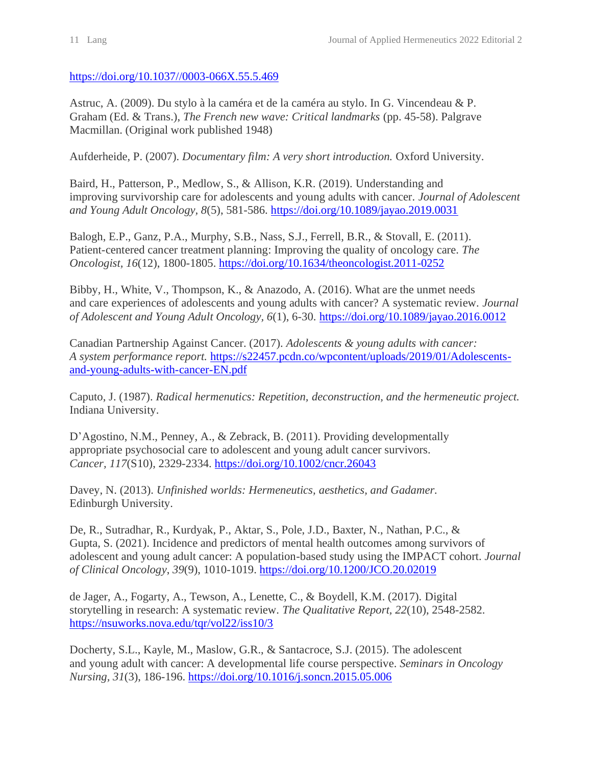https://doi.org/10.1037//0003-066X.55.5.469

Astruc, A. (2009). Du stylo à la caméra et de la caméra au stylo. In G. Vincendeau & P. Graham (Ed. & Trans.), *The French new wave: Critical landmarks* (pp. 45-58). Palgrave Macmillan. (Original work published 1948)

Aufderheide, P. (2007). *Documentary film: A very short introduction.* Oxford University.

Baird, H., Patterson, P., Medlow, S., & Allison, K.R. (2019). Understanding and improving survivorship care for adolescents and young adults with cancer. *Journal of Adolescent and Young Adult Oncology, 8*(5), 581-586. https://doi.org/10.1089/jayao.2019.0031

Balogh, E.P., Ganz, P.A., Murphy, S.B., Nass, S.J., Ferrell, B.R., & Stovall, E. (2011). Patient-centered cancer treatment planning: Improving the quality of oncology care. *The Oncologist, 16*(12), 1800-1805. https://doi.org/10.1634/theoncologist.2011-0252

Bibby, H., White, V., Thompson, K., & Anazodo, A. (2016). What are the unmet needs and care experiences of adolescents and young adults with cancer? A systematic review. *Journal of Adolescent and Young Adult Oncology, 6*(1), 6-30. https://doi.org/10.1089/jayao.2016.0012

Canadian Partnership Against Cancer. (2017). *Adolescents & young adults with cancer: A system performance report.* https://s22457.pcdn.co/wpcontent/uploads/2019/01/Adolescents-and-young-adults-with-cancer-EN.pdf

Caputo, J. (1987). *Radical hermenutics: Repetition, deconstruction, and the hermeneutic project.* Indiana University.

D'Agostino, N.M., Penney, A., & Zebrack, B. (2011). Providing developmentally appropriate psychosocial care to adolescent and young adult cancer survivors. *Cancer, 117*(S10), 2329-2334. https://doi.org/10.1002/cncr.26043

Davey, N. (2013). *Unfinished worlds: Hermeneutics, aesthetics, and Gadamer.* Edinburgh University.

De, R., Sutradhar, R., Kurdyak, P., Aktar, S., Pole, J.D., Baxter, N., Nathan, P.C., & Gupta, S. (2021). Incidence and predictors of mental health outcomes among survivors of adolescent and young adult cancer: A population-based study using the IMPACT cohort. *Journal of Clinical Oncology*, *39*(9), 1010-1019. https://doi.org/10.1200/JCO.20.02019

de Jager, A., Fogarty, A., Tewson, A., Lenette, C., & Boydell, K.M. (2017). Digital storytelling in research: A systematic review. *The Qualitative Report, 22*(10), 2548-2582. https://nsuworks.nova.edu/tqr/vol22/iss10/3

Docherty, S.L., Kayle, M., Maslow, G.R., & Santacroce, S.J. (2015). The adolescent and young adult with cancer: A developmental life course perspective. *Seminars in Oncology Nursing, 31*(3), 186-196. https://doi.org/10.1016/j.soncn.2015.05.006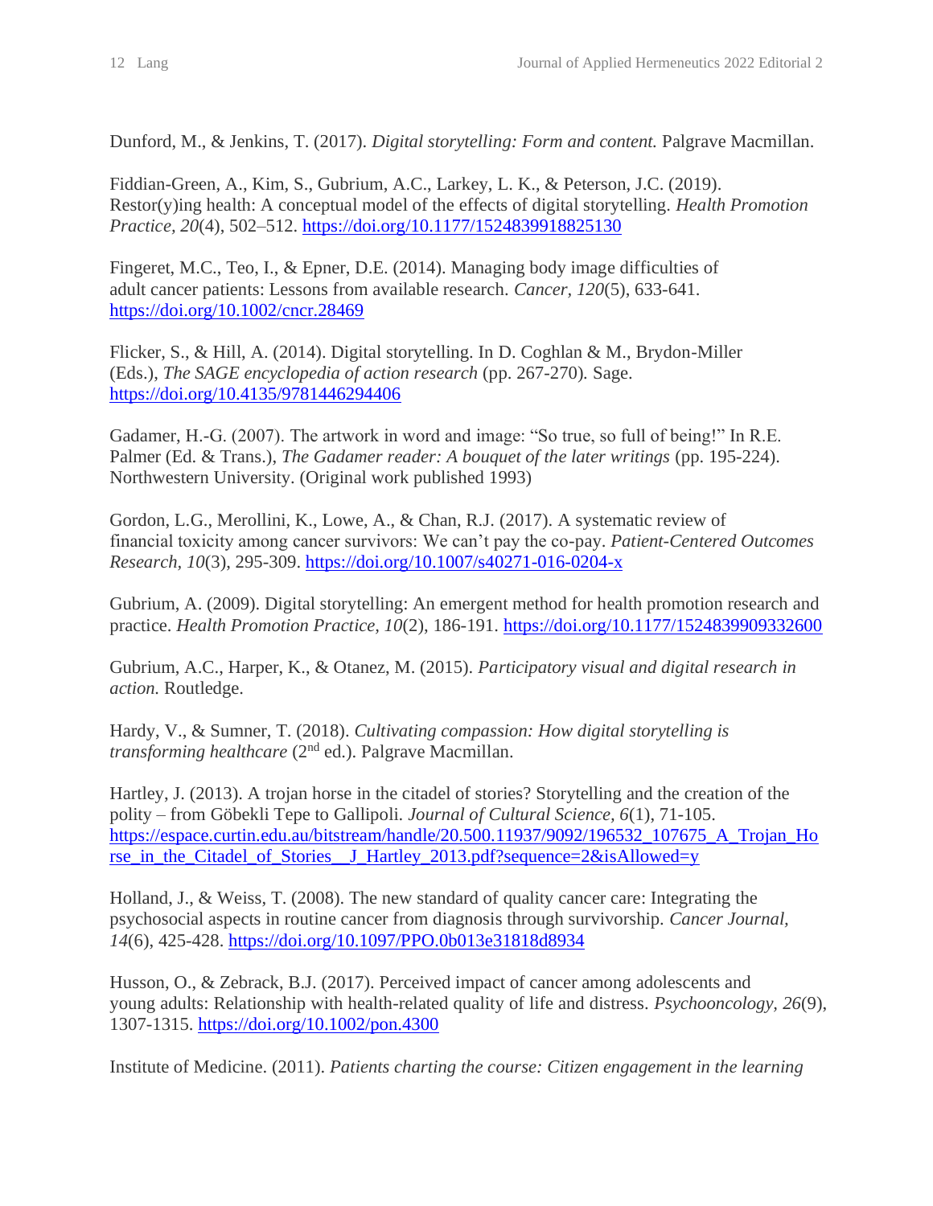Dunford, M., & Jenkins, T. (2017). *Digital storytelling: Form and content.* Palgrave Macmillan.

Fiddian-Green, A., Kim, S., Gubrium, A.C., Larkey, L. K., & Peterson, J.C. (2019). Restor(y)ing health: A conceptual model of the effects of digital storytelling. *Health Promotion Practice, 20*(4), 502–512. https://doi.org/10.1177/1524839918825130

Fingeret, M.C., Teo, I., & Epner, D.E. (2014). Managing body image difficulties of adult cancer patients: Lessons from available research. *Cancer, 120*(5), 633-641. https://doi.org/10.1002/cncr.28469

Flicker, S., & Hill, A. (2014). Digital storytelling. In D. Coghlan & M., Brydon-Miller (Eds.), *The SAGE encyclopedia of action research* (pp. 267-270). Sage. https://doi.org/10.4135/9781446294406

Gadamer, H.-G. (2007). The artwork in word and image: "So true, so full of being!" In R.E. Palmer (Ed. & Trans.), *The Gadamer reader: A bouquet of the later writings* (pp. 195-224). Northwestern University. (Original work published 1993)

Gordon, L.G., Merollini, K., Lowe, A., & Chan, R.J. (2017). A systematic review of financial toxicity among cancer survivors: We can't pay the co-pay. *Patient-Centered Outcomes Research, 10*(3), 295-309. https://doi.org/10.1007/s40271-016-0204-x

Gubrium, A. (2009). Digital storytelling: An emergent method for health promotion research and practice. *Health Promotion Practice, 10*(2), 186-191. https://doi.org/10.1177/1524839909332600

Gubrium, A.C., Harper, K., & Otanez, M. (2015). *Participatory visual and digital research in action.* Routledge.

Hardy, V., & Sumner, T. (2018). *Cultivating compassion: How digital storytelling is transforming healthcare* (2nd ed.). Palgrave Macmillan.

Hartley, J. (2013). A trojan horse in the citadel of stories? Storytelling and the creation of the polity – from Göbekli Tepe to Gallipoli. *Journal of Cultural Science, 6*(1), 71-105. https://espace.curtin.edu.au/bitstream/handle/20.500.11937/9092/196532_107675_A_Trojan_Horse_in_the_Citadel_of_Stories__J_Hartley_2013.pdf?sequence=2&isAllowed=y

Holland, J., & Weiss, T. (2008). The new standard of quality cancer care: Integrating the psychosocial aspects in routine cancer from diagnosis through survivorship. *Cancer Journal, 14*(6), 425-428. https://doi.org/10.1097/PPO.0b013e31818d8934

Husson, O., & Zebrack, B.J. (2017). Perceived impact of cancer among adolescents and young adults: Relationship with health-related quality of life and distress. *Psychooncology, 26*(9), 1307-1315. https://doi.org/10.1002/pon.4300

Institute of Medicine. (2011). *Patients charting the course: Citizen engagement in the learning*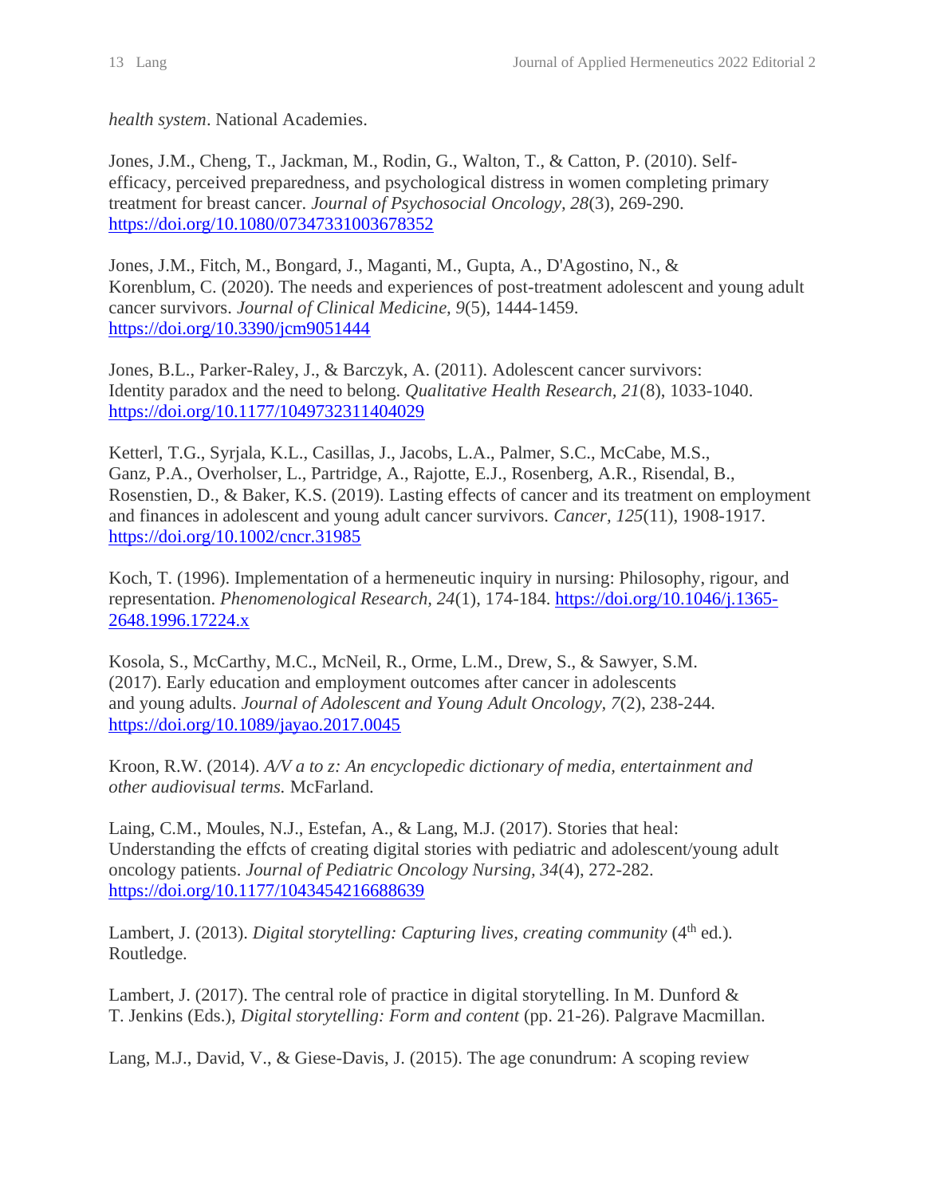*health system*. National Academies.

Jones, J.M., Cheng, T., Jackman, M., Rodin, G., Walton, T., & Catton, P. (2010). Self-efficacy, perceived preparedness, and psychological distress in women completing primary treatment for breast cancer. *Journal of Psychosocial Oncology, 28*(3), 269-290. https://doi.org/10.1080/07347331003678352

Jones, J.M., Fitch, M., Bongard, J., Maganti, M., Gupta, A., D'Agostino, N., & Korenblum, C. (2020). The needs and experiences of post-treatment adolescent and young adult cancer survivors. *Journal of Clinical Medicine, 9*(5), 1444-1459. https://doi.org/10.3390/jcm9051444

Jones, B.L., Parker-Raley, J., & Barczyk, A. (2011). Adolescent cancer survivors: Identity paradox and the need to belong. *Qualitative Health Research, 21*(8), 1033-1040. https://doi.org/10.1177/1049732311404029

Ketterl, T.G., Syrjala, K.L., Casillas, J., Jacobs, L.A., Palmer, S.C., McCabe, M.S., Ganz, P.A., Overholser, L., Partridge, A., Rajotte, E.J., Rosenberg, A.R., Risendal, B., Rosenstien, D., & Baker, K.S. (2019). Lasting effects of cancer and its treatment on employment and finances in adolescent and young adult cancer survivors. *Cancer, 125*(11), 1908-1917. https://doi.org/10.1002/cncr.31985

Koch, T. (1996). Implementation of a hermeneutic inquiry in nursing: Philosophy, rigour, and representation. *Phenomenological Research, 24*(1), 174-184. https://doi.org/10.1046/j.1365-2648.1996.17224.x

Kosola, S., McCarthy, M.C., McNeil, R., Orme, L.M., Drew, S., & Sawyer, S.M. (2017). Early education and employment outcomes after cancer in adolescents and young adults. *Journal of Adolescent and Young Adult Oncology, 7*(2), 238-244. https://doi.org/10.1089/jayao.2017.0045

Kroon, R.W. (2014). *A/V a to z: An encyclopedic dictionary of media, entertainment and other audiovisual terms.* McFarland.

Laing, C.M., Moules, N.J., Estefan, A., & Lang, M.J. (2017). Stories that heal: Understanding the effcts of creating digital stories with pediatric and adolescent/young adult oncology patients. *Journal of Pediatric Oncology Nursing, 34*(4), 272-282. https://doi.org/10.1177/1043454216688639

Lambert, J. (2013). *Digital storytelling: Capturing lives, creating community* (4th ed.). Routledge.

Lambert, J. (2017). The central role of practice in digital storytelling. In M. Dunford & T. Jenkins (Eds.), *Digital storytelling: Form and content* (pp. 21-26). Palgrave Macmillan.

Lang, M.J., David, V., & Giese-Davis, J. (2015). The age conundrum: A scoping review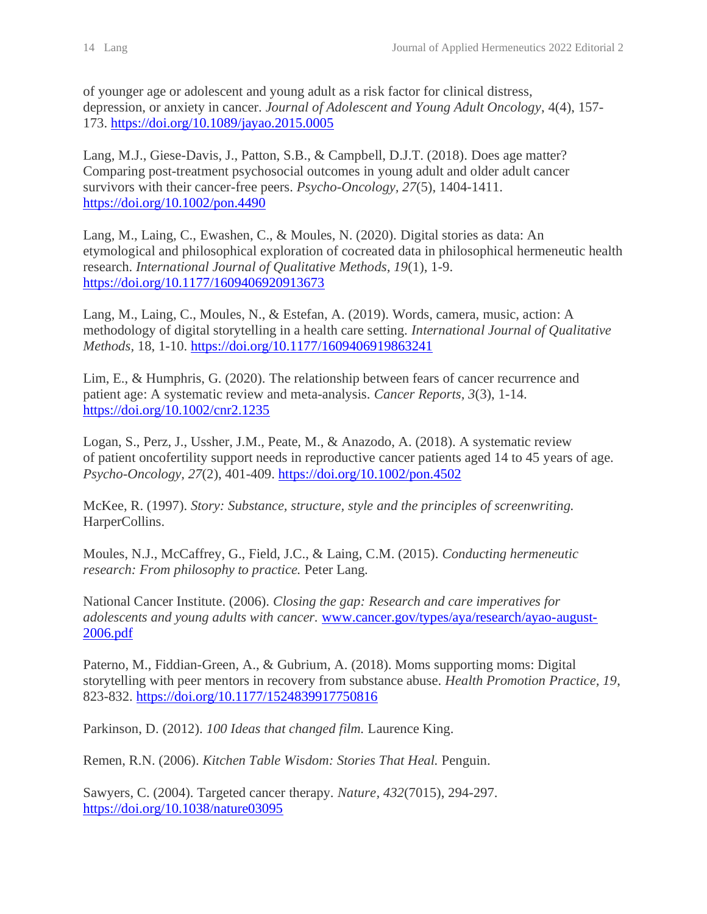of younger age or adolescent and young adult as a risk factor for clinical distress, depression, or anxiety in cancer. *Journal of Adolescent and Young Adult Oncology*, 4(4), 157-173. https://doi.org/10.1089/jayao.2015.0005

Lang, M.J., Giese-Davis, J., Patton, S.B., & Campbell, D.J.T. (2018). Does age matter? Comparing post-treatment psychosocial outcomes in young adult and older adult cancer survivors with their cancer-free peers. *Psycho-Oncology, 27*(5), 1404-1411. https://doi.org/10.1002/pon.4490

Lang, M., Laing, C., Ewashen, C., & Moules, N. (2020). Digital stories as data: An etymological and philosophical exploration of cocreated data in philosophical hermeneutic health research. *International Journal of Qualitative Methods, 19*(1), 1-9. https://doi.org/10.1177/1609406920913673

Lang, M., Laing, C., Moules, N., & Estefan, A. (2019). Words, camera, music, action: A methodology of digital storytelling in a health care setting. *International Journal of Qualitative Methods*, 18, 1-10. https://doi.org/10.1177/1609406919863241

Lim, E., & Humphris, G. (2020). The relationship between fears of cancer recurrence and patient age: A systematic review and meta-analysis. *Cancer Reports, 3*(3), 1-14. https://doi.org/10.1002/cnr2.1235

Logan, S., Perz, J., Ussher, J.M., Peate, M., & Anazodo, A. (2018). A systematic review of patient oncofertility support needs in reproductive cancer patients aged 14 to 45 years of age. *Psycho-Oncology, 27*(2), 401-409. https://doi.org/10.1002/pon.4502

McKee, R. (1997). *Story: Substance, structure, style and the principles of screenwriting.* HarperCollins.

Moules, N.J., McCaffrey, G., Field, J.C., & Laing, C.M. (2015). *Conducting hermeneutic research: From philosophy to practice.* Peter Lang.

National Cancer Institute. (2006). *Closing the gap: Research and care imperatives for adolescents and young adults with cancer.* www.cancer.gov/types/aya/research/ayao-august-2006.pdf

Paterno, M., Fiddian-Green, A., & Gubrium, A. (2018). Moms supporting moms: Digital storytelling with peer mentors in recovery from substance abuse. *Health Promotion Practice, 19*, 823-832. https://doi.org/10.1177/1524839917750816

Parkinson, D. (2012). *100 Ideas that changed film.* Laurence King.

Remen, R.N. (2006). *Kitchen Table Wisdom: Stories That Heal.* Penguin.

Sawyers, C. (2004). Targeted cancer therapy. *Nature, 432*(7015), 294-297. https://doi.org/10.1038/nature03095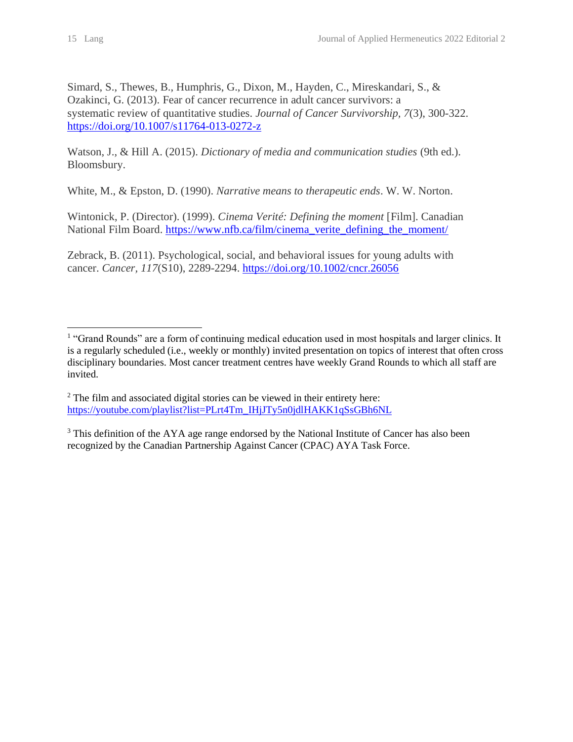Simard, S., Thewes, B., Humphris, G., Dixon, M., Hayden, C., Mireskandari, S., & Ozakinci, G. (2013). Fear of cancer recurrence in adult cancer survivors: a systematic review of quantitative studies. *Journal of Cancer Survivorship, 7*(3), 300-322. https://doi.org/10.1007/s11764-013-0272-z

Watson, J., & Hill A. (2015). *Dictionary of media and communication studies* (9th ed.). Bloomsbury.

White, M., & Epston, D. (1990). *Narrative means to therapeutic ends*. W. W. Norton.

Wintonick, P. (Director). (1999). *Cinema Verité: Defining the moment* [Film]. Canadian National Film Board. https://www.nfb.ca/film/cinema_verite_defining_the_moment/

Zebrack, B. (2011). Psychological, social, and behavioral issues for young adults with cancer. *Cancer, 117*(S10), 2289-2294. https://doi.org/10.1002/cncr.26056

---

[1] "Grand Rounds" are a form of continuing medical education used in most hospitals and larger clinics. It is a regularly scheduled (i.e., weekly or monthly) invited presentation on topics of interest that often cross disciplinary boundaries. Most cancer treatment centres have weekly Grand Rounds to which all staff are invited.

[2] The film and associated digital stories can be viewed in their entirety here: https://youtube.com/playlist?list=PLrt4Tm_IHjJTy5n0jdlHAKK1qSsGBh6NL

[3] This definition of the AYA age range endorsed by the National Institute of Cancer has also been recognized by the Canadian Partnership Against Cancer (CPAC) AYA Task Force.